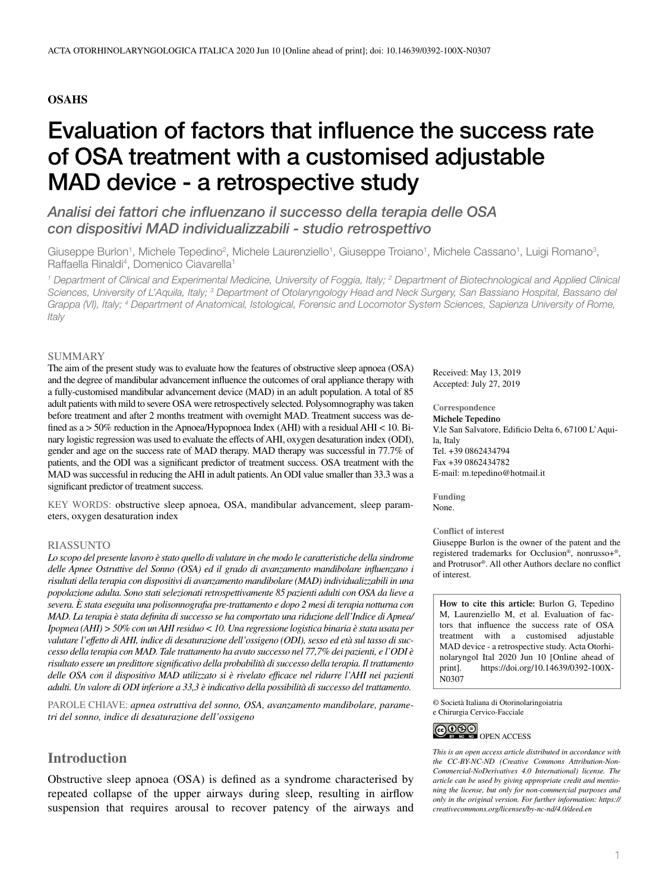OSAHS

# Evaluation of factors that influence the success rate of OSA treatment with a customised adjustable MAD device - a retrospective study

*Analisi dei fattori che influenzano il successo della terapia delle OSA con dispositivi MAD individualizzabili - studio retrospettivo*

Giuseppe Burlon[1], Michele Tepedino[2], Michele Laurenziello[1], Giuseppe Troiano[1], Michele Cassano[1], Luigi Romano[3], Raffaella Rinaldi[4], Domenico Ciavarella[1]

*[1] Department of Clinical and Experimental Medicine, University of Foggia, Italy; [2] Department of Biotechnological and Applied Clinical Sciences, University of L'Aquila, Italy; [3] Department of Otolaryngology Head and Neck Surgery, San Bassiano Hospital, Bassano del Grappa (VI), Italy; [4] Department of Anatomical, Istological, Forensic and Locomotor System Sciences, Sapienza University of Rome, Italy*

## SUMMARY

The aim of the present study was to evaluate how the features of obstructive sleep apnoea (OSA) and the degree of mandibular advancement influence the outcomes of oral appliance therapy with a fully-customised mandibular advancement device (MAD) in an adult population. A total of 85 adult patients with mild to severe OSA were retrospectively selected. Polysomnography was taken before treatment and after 2 months treatment with overnight MAD. Treatment success was defined as a > 50% reduction in the Apnoea/Hypopnoea Index (AHI) with a residual AHI < 10. Binary logistic regression was used to evaluate the effects of AHI, oxygen desaturation index (ODI), gender and age on the success rate of MAD therapy. MAD therapy was successful in 77.7% of patients, and the ODI was a significant predictor of treatment success. OSA treatment with the MAD was successful in reducing the AHI in adult patients. An ODI value smaller than 33.3 was a significant predictor of treatment success.

KEY WORDS: obstructive sleep apnoea, OSA, mandibular advancement, sleep parameters, oxygen desaturation index

## RIASSUNTO

*Lo scopo del presente lavoro è stato quello di valutare in che modo le caratteristiche della sindrome delle Apnee Ostruttive del Sonno (OSA) ed il grado di avanzamento mandibolare influenzano i risultati della terapia con dispositivi di avanzamento mandibolare (MAD) individualizzabili in una popolazione adulta. Sono stati selezionati retrospettivamente 85 pazienti adulti con OSA da lieve a severa. È stata eseguita una polisonnografia pre-trattamento e dopo 2 mesi di terapia notturna con MAD. La terapia è stata definita di successo se ha comportato una riduzione dell'Indice di Apnea/Ipopnea (AHI) > 50% con un AHI residuo < 10. Una regressione logistica binaria è stata usata per valutare l'effetto di AHI, indice di desaturazione dell'ossigeno (ODI), sesso ed età sul tasso di successo della terapia con MAD. Tale trattamento ha avuto successo nel 77,7% dei pazienti, e l'ODI è risultato essere un predittore significativo della probabilità di successo della terapia. Il trattamento delle OSA con il dispositivo MAD utilizzato si è rivelato efficace nel ridurre l'AHI nei pazienti adulti. Un valore di ODI inferiore a 33,3 è indicativo della possibilità di successo del trattamento.*

PAROLE CHIAVE: *apnea ostruttiva del sonno, OSA, avanzamento mandibolare, parametri del sonno, indice di desaturazione dell'ossigeno*

Received: May 13, 2019
Accepted: July 27, 2019

**Correspondence**
**Michele Tepedino**
V.le San Salvatore, Edificio Delta 6, 67100 L'Aquila, Italy
Tel. +39 0862434794
Fax +39 0862434782
E-mail: m.tepedino@hotmail.it

**Funding**
None.

**Conflict of interest**
Giuseppe Burlon is the owner of the patent and the registered trademarks for Occlusion®, nonrusso+®, and Protrusor®. All other Authors declare no conflict of interest.

**How to cite this article:** Burlon G, Tepedino M, Laurenziello M, et al. Evaluation of factors that influence the success rate of OSA treatment with a customised adjustable MAD device - a retrospective study. Acta Otorhinolaryngol Ital 2020 Jun 10 [Online ahead of print]. https://doi.org/10.14639/0392-100X-N0307

© Società Italiana di Otorinolaringoiatria e Chirurgia Cervico-Facciale

OPEN ACCESS

*This is an open access article distributed in accordance with the CC-BY-NC-ND (Creative Commons Attribution-NonCommercial-NoDerivatives 4.0 International) license. The article can be used by giving appropriate credit and mentioning the license, but only for non-commercial purposes and only in the original version. For further information: https://creativecommons.org/licenses/by-nc-nd/4.0/deed.en*

## Introduction

Obstructive sleep apnoea (OSA) is defined as a syndrome characterised by repeated collapse of the upper airways during sleep, resulting in airflow suspension that requires arousal to recover patency of the airways and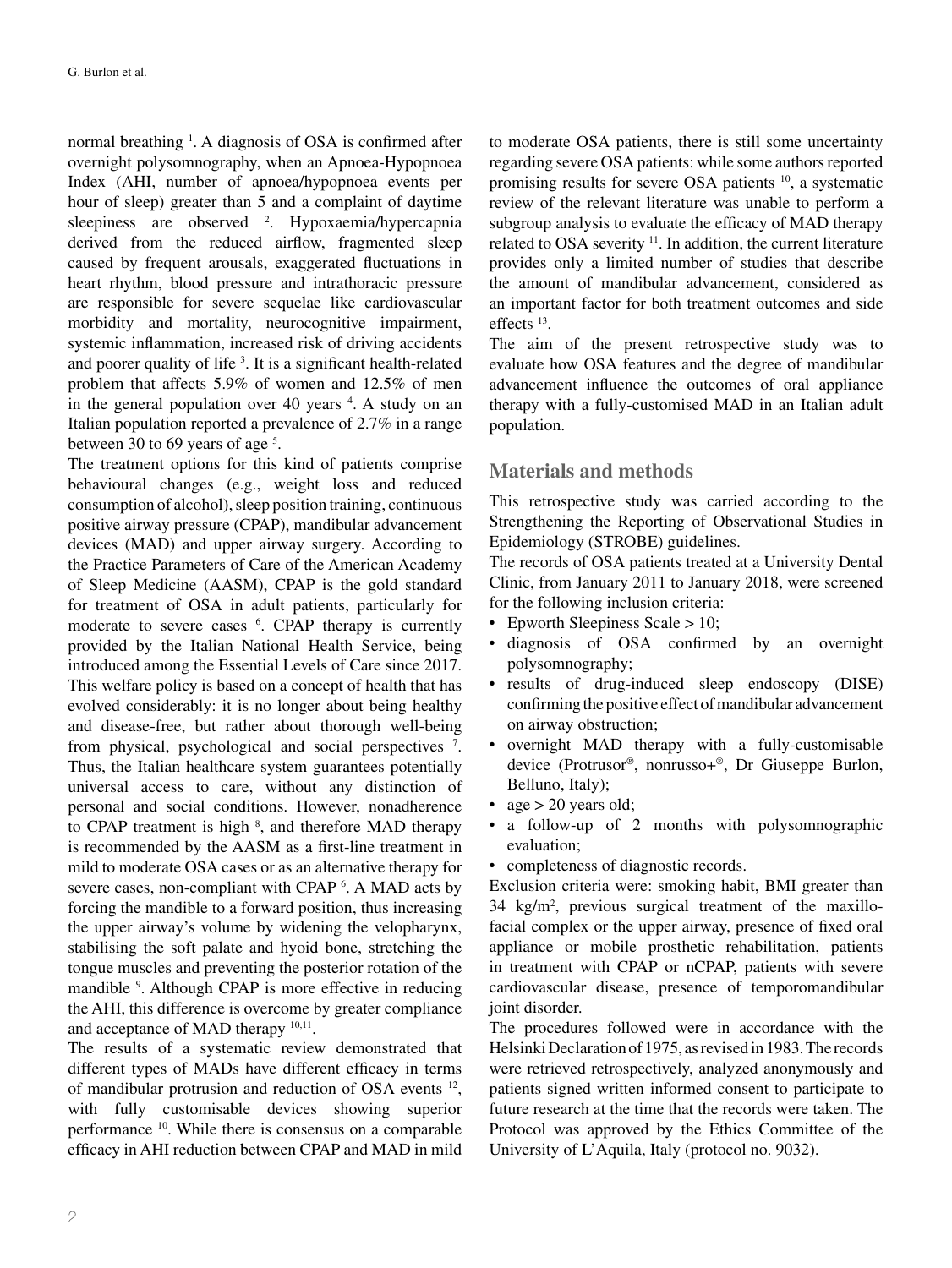normal breathing [1]. A diagnosis of OSA is confirmed after overnight polysomnography, when an Apnoea-Hypopnoea Index (AHI, number of apnoea/hypopnoea events per hour of sleep) greater than 5 and a complaint of daytime sleepiness are observed [2]. Hypoxaemia/hypercapnia derived from the reduced airflow, fragmented sleep caused by frequent arousals, exaggerated fluctuations in heart rhythm, blood pressure and intrathoracic pressure are responsible for severe sequelae like cardiovascular morbidity and mortality, neurocognitive impairment, systemic inflammation, increased risk of driving accidents and poorer quality of life [3]. It is a significant health-related problem that affects 5.9% of women and 12.5% of men in the general population over 40 years [4]. A study on an Italian population reported a prevalence of 2.7% in a range between 30 to 69 years of age [5].

The treatment options for this kind of patients comprise behavioural changes (e.g., weight loss and reduced consumption of alcohol), sleep position training, continuous positive airway pressure (CPAP), mandibular advancement devices (MAD) and upper airway surgery. According to the Practice Parameters of Care of the American Academy of Sleep Medicine (AASM), CPAP is the gold standard for treatment of OSA in adult patients, particularly for moderate to severe cases [6]. CPAP therapy is currently provided by the Italian National Health Service, being introduced among the Essential Levels of Care since 2017. This welfare policy is based on a concept of health that has evolved considerably: it is no longer about being healthy and disease-free, but rather about thorough well-being from physical, psychological and social perspectives [7]. Thus, the Italian healthcare system guarantees potentially universal access to care, without any distinction of personal and social conditions. However, nonadherence to CPAP treatment is high [8], and therefore MAD therapy is recommended by the AASM as a first-line treatment in mild to moderate OSA cases or as an alternative therapy for severe cases, non-compliant with CPAP [6]. A MAD acts by forcing the mandible to a forward position, thus increasing the upper airway's volume by widening the velopharynx, stabilising the soft palate and hyoid bone, stretching the tongue muscles and preventing the posterior rotation of the mandible [9]. Although CPAP is more effective in reducing the AHI, this difference is overcome by greater compliance and acceptance of MAD therapy [10,11].

The results of a systematic review demonstrated that different types of MADs have different efficacy in terms of mandibular protrusion and reduction of OSA events [12], with fully customisable devices showing superior performance [10]. While there is consensus on a comparable efficacy in AHI reduction between CPAP and MAD in mild to moderate OSA patients, there is still some uncertainty regarding severe OSA patients: while some authors reported promising results for severe OSA patients [10], a systematic review of the relevant literature was unable to perform a subgroup analysis to evaluate the efficacy of MAD therapy related to OSA severity [11]. In addition, the current literature provides only a limited number of studies that describe the amount of mandibular advancement, considered as an important factor for both treatment outcomes and side effects [13].

The aim of the present retrospective study was to evaluate how OSA features and the degree of mandibular advancement influence the outcomes of oral appliance therapy with a fully-customised MAD in an Italian adult population.

## Materials and methods

This retrospective study was carried according to the Strengthening the Reporting of Observational Studies in Epidemiology (STROBE) guidelines.

The records of OSA patients treated at a University Dental Clinic, from January 2011 to January 2018, were screened for the following inclusion criteria:

- Epworth Sleepiness Scale > 10;
- diagnosis of OSA confirmed by an overnight polysomnography;
- results of drug-induced sleep endoscopy (DISE) confirming the positive effect of mandibular advancement on airway obstruction;
- overnight MAD therapy with a fully-customisable device (Protrusor®, nonrusso+®, Dr Giuseppe Burlon, Belluno, Italy);
- age > 20 years old;
- a follow-up of 2 months with polysomnographic evaluation;
- completeness of diagnostic records.

Exclusion criteria were: smoking habit, BMI greater than 34 kg/m$^2$, previous surgical treatment of the maxillo-facial complex or the upper airway, presence of fixed oral appliance or mobile prosthetic rehabilitation, patients in treatment with CPAP or nCPAP, patients with severe cardiovascular disease, presence of temporomandibular joint disorder.

The procedures followed were in accordance with the Helsinki Declaration of 1975, as revised in 1983. The records were retrieved retrospectively, analyzed anonymously and patients signed written informed consent to participate to future research at the time that the records were taken. The Protocol was approved by the Ethics Committee of the University of L'Aquila, Italy (protocol no. 9032).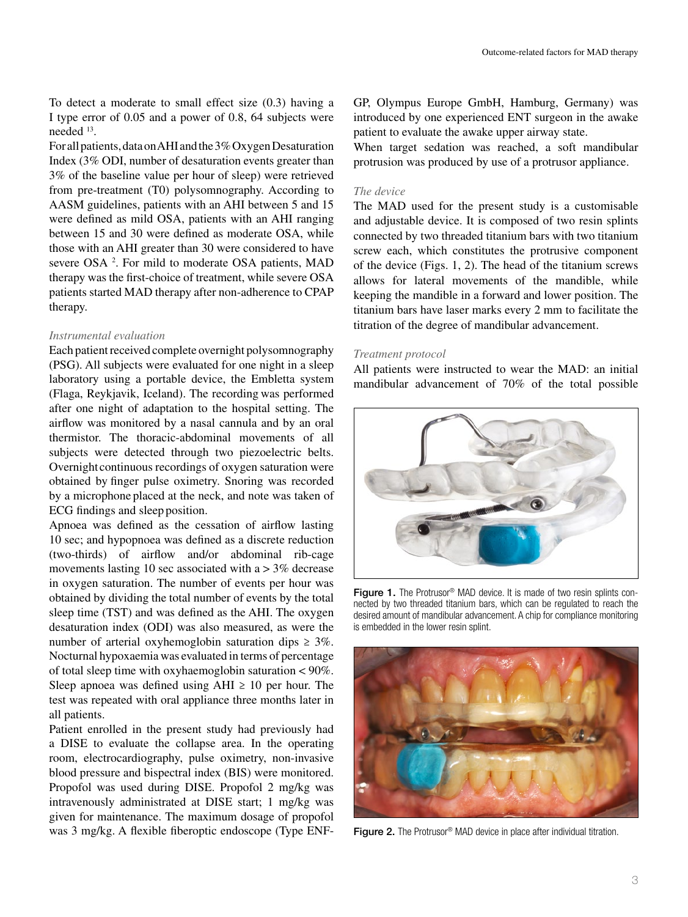To detect a moderate to small effect size (0.3) having a I type error of 0.05 and a power of 0.8, 64 subjects were needed [13].

For all patients, data on AHI and the 3% Oxygen Desaturation Index (3% ODI, number of desaturation events greater than 3% of the baseline value per hour of sleep) were retrieved from pre-treatment (T0) polysomnography. According to AASM guidelines, patients with an AHI between 5 and 15 were defined as mild OSA, patients with an AHI ranging between 15 and 30 were defined as moderate OSA, while those with an AHI greater than 30 were considered to have severe OSA [2]. For mild to moderate OSA patients, MAD therapy was the first-choice of treatment, while severe OSA patients started MAD therapy after non-adherence to CPAP therapy.

*Instrumental evaluation*

Each patient received complete overnight polysomnography (PSG). All subjects were evaluated for one night in a sleep laboratory using a portable device, the Embletta system (Flaga, Reykjavik, Iceland). The recording was performed after one night of adaptation to the hospital setting. The airflow was monitored by a nasal cannula and by an oral thermistor. The thoracic-abdominal movements of all subjects were detected through two piezoelectric belts. Overnight continuous recordings of oxygen saturation were obtained by finger pulse oximetry. Snoring was recorded by a microphone placed at the neck, and note was taken of ECG findings and sleep position.

Apnoea was defined as the cessation of airflow lasting 10 sec; and hypopnoea was defined as a discrete reduction (two-thirds) of airflow and/or abdominal rib-cage movements lasting 10 sec associated with a > 3% decrease in oxygen saturation. The number of events per hour was obtained by dividing the total number of events by the total sleep time (TST) and was defined as the AHI. The oxygen desaturation index (ODI) was also measured, as were the number of arterial oxyhemoglobin saturation dips ≥ 3%. Nocturnal hypoxaemia was evaluated in terms of percentage of total sleep time with oxyhaemoglobin saturation < 90%. Sleep apnoea was defined using AHI ≥ 10 per hour. The test was repeated with oral appliance three months later in all patients.

Patient enrolled in the present study had previously had a DISE to evaluate the collapse area. In the operating room, electrocardiography, pulse oximetry, non-invasive blood pressure and bispectral index (BIS) were monitored. Propofol was used during DISE. Propofol 2 mg/kg was intravenously administrated at DISE start; 1 mg/kg was given for maintenance. The maximum dosage of propofol was 3 mg/kg. A flexible fiberoptic endoscope (Type ENF-GP, Olympus Europe GmbH, Hamburg, Germany) was introduced by one experienced ENT surgeon in the awake patient to evaluate the awake upper airway state.

When target sedation was reached, a soft mandibular protrusion was produced by use of a protrusor appliance.

*The device*

The MAD used for the present study is a customisable and adjustable device. It is composed of two resin splints connected by two threaded titanium bars with two titanium screw each, which constitutes the protrusive component of the device (Figs. 1, 2). The head of the titanium screws allows for lateral movements of the mandible, while keeping the mandible in a forward and lower position. The titanium bars have laser marks every 2 mm to facilitate the titration of the degree of mandibular advancement.

*Treatment protocol*

All patients were instructed to wear the MAD: an initial mandibular advancement of 70% of the total possible

**Figure 1.** The Protrusor® MAD device. It is made of two resin splints connected by two threaded titanium bars, which can be regulated to reach the desired amount of mandibular advancement. A chip for compliance monitoring is embedded in the lower resin splint.

**Figure 2.** The Protrusor® MAD device in place after individual titration.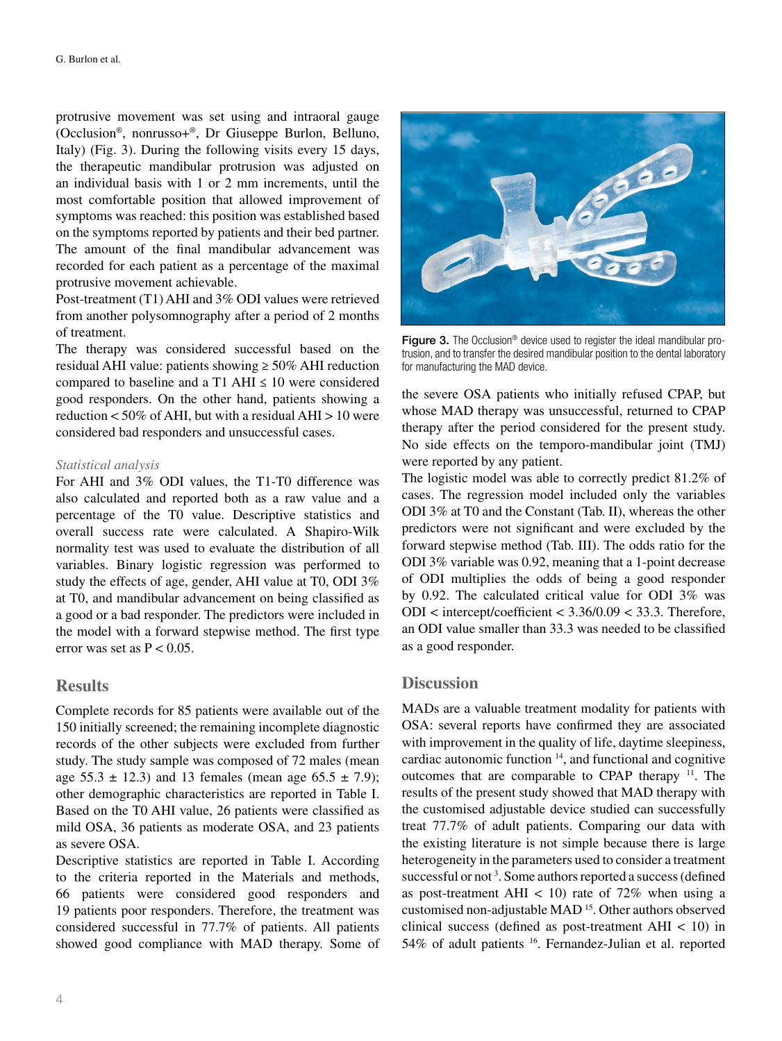protrusive movement was set using and intraoral gauge (Occlusion®, nonrusso+®, Dr Giuseppe Burlon, Belluno, Italy) (Fig. 3). During the following visits every 15 days, the therapeutic mandibular protrusion was adjusted on an individual basis with 1 or 2 mm increments, until the most comfortable position that allowed improvement of symptoms was reached: this position was established based on the symptoms reported by patients and their bed partner. The amount of the final mandibular advancement was recorded for each patient as a percentage of the maximal protrusive movement achievable.

Post-treatment (T1) AHI and 3% ODI values were retrieved from another polysomnography after a period of 2 months of treatment.

The therapy was considered successful based on the residual AHI value: patients showing ≥ 50% AHI reduction compared to baseline and a T1 AHI ≤ 10 were considered good responders. On the other hand, patients showing a reduction < 50% of AHI, but with a residual AHI > 10 were considered bad responders and unsuccessful cases.

### *Statistical analysis*

For AHI and 3% ODI values, the T1-T0 difference was also calculated and reported both as a raw value and a percentage of the T0 value. Descriptive statistics and overall success rate were calculated. A Shapiro-Wilk normality test was used to evaluate the distribution of all variables. Binary logistic regression was performed to study the effects of age, gender, AHI value at T0, ODI 3% at T0, and mandibular advancement on being classified as a good or a bad responder. The predictors were included in the model with a forward stepwise method. The first type error was set as $P < 0.05$.

## Results

Complete records for 85 patients were available out of the 150 initially screened; the remaining incomplete diagnostic records of the other subjects were excluded from further study. The study sample was composed of 72 males (mean age 55.3 ± 12.3) and 13 females (mean age 65.5 ± 7.9); other demographic characteristics are reported in Table I. Based on the T0 AHI value, 26 patients were classified as mild OSA, 36 patients as moderate OSA, and 23 patients as severe OSA.

Descriptive statistics are reported in Table I. According to the criteria reported in the Materials and methods, 66 patients were considered good responders and 19 patients poor responders. Therefore, the treatment was considered successful in 77.7% of patients. All patients showed good compliance with MAD therapy. Some of the severe OSA patients who initially refused CPAP, but whose MAD therapy was unsuccessful, returned to CPAP therapy after the period considered for the present study. No side effects on the temporo-mandibular joint (TMJ) were reported by any patient.

**Figure 3.** The Occlusion® device used to register the ideal mandibular protrusion, and to transfer the desired mandibular position to the dental laboratory for manufacturing the MAD device.

The logistic model was able to correctly predict 81.2% of cases. The regression model included only the variables ODI 3% at T0 and the Constant (Tab. II), whereas the other predictors were not significant and were excluded by the forward stepwise method (Tab. III). The odds ratio for the ODI 3% variable was 0.92, meaning that a 1-point decrease of ODI multiplies the odds of being a good responder by 0.92. The calculated critical value for ODI 3% was ODI < intercept/coefficient < 3.36/0.09 < 33.3. Therefore, an ODI value smaller than 33.3 was needed to be classified as a good responder.

## Discussion

MADs are a valuable treatment modality for patients with OSA: several reports have confirmed they are associated with improvement in the quality of life, daytime sleepiness, cardiac autonomic function [14], and functional and cognitive outcomes that are comparable to CPAP therapy [11]. The results of the present study showed that MAD therapy with the customised adjustable device studied can successfully treat 77.7% of adult patients. Comparing our data with the existing literature is not simple because there is large heterogeneity in the parameters used to consider a treatment successful or not [3]. Some authors reported a success (defined as post-treatment AHI < 10) rate of 72% when using a customised non-adjustable MAD [15]. Other authors observed clinical success (defined as post-treatment AHI < 10) in 54% of adult patients [16]. Fernandez-Julian et al. reported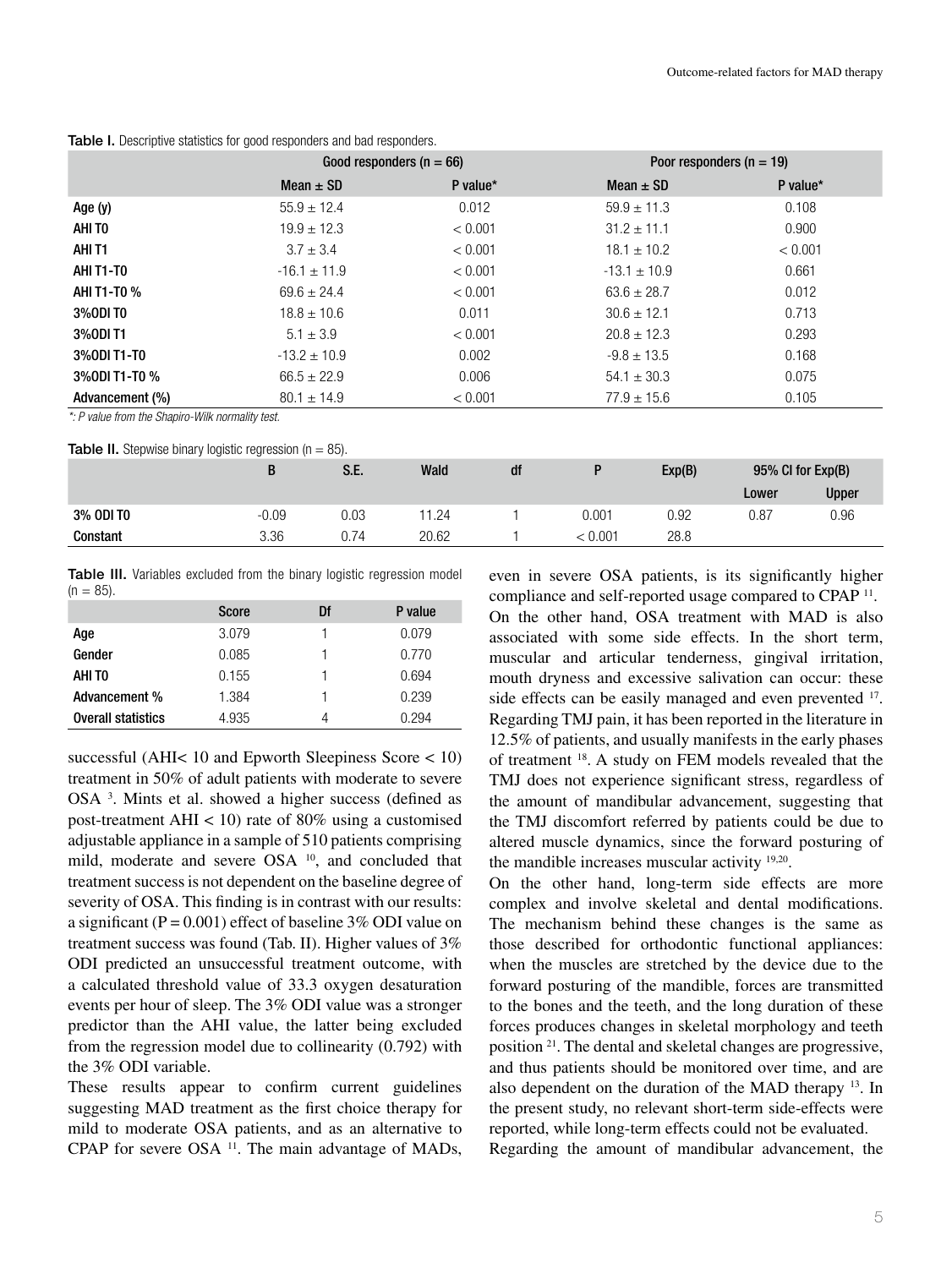**Table I.** Descriptive statistics for good responders and bad responders.

| | Good responders (n = 66) | | Poor responders (n = 19) | |
|---|---|---|---|---|
| | Mean ± SD | P value* | Mean ± SD | P value* |
| Age (y) | 55.9 ± 12.4 | 0.012 | 59.9 ± 11.3 | 0.108 |
| AHI T0 | 19.9 ± 12.3 | < 0.001 | 31.2 ± 11.1 | 0.900 |
| AHI T1 | 3.7 ± 3.4 | < 0.001 | 18.1 ± 10.2 | < 0.001 |
| AHI T1-T0 | -16.1 ± 11.9 | < 0.001 | -13.1 ± 10.9 | 0.661 |
| AHI T1-T0 % | 69.6 ± 24.4 | < 0.001 | 63.6 ± 28.7 | 0.012 |
| 3%ODI T0 | 18.8 ± 10.6 | 0.011 | 30.6 ± 12.1 | 0.713 |
| 3%ODI T1 | 5.1 ± 3.9 | < 0.001 | 20.8 ± 12.3 | 0.293 |
| 3%ODI T1-T0 | -13.2 ± 10.9 | 0.002 | -9.8 ± 13.5 | 0.168 |
| 3%ODI T1-T0 % | 66.5 ± 22.9 | 0.006 | 54.1 ± 30.3 | 0.075 |
| Advancement (%) | 80.1 ± 14.9 | < 0.001 | 77.9 ± 15.6 | 0.105 |

*: P value from the Shapiro-Wilk normality test.*

**Table II.** Stepwise binary logistic regression (n = 85).

| | B | S.E. | Wald | df | P | Exp(B) | 95% CI for Exp(B) | |
|---|---|---|---|---|---|---|---|---|
| | | | | | | | Lower | Upper |
| 3% ODI T0 | -0.09 | 0.03 | 11.24 | 1 | 0.001 | 0.92 | 0.87 | 0.96 |
| Constant | 3.36 | 0.74 | 20.62 | 1 | < 0.001 | 28.8 | | |

**Table III.** Variables excluded from the binary logistic regression model (n = 85).

| | Score | Df | P value |
|---|---|---|---|
| Age | 3.079 | 1 | 0.079 |
| Gender | 0.085 | 1 | 0.770 |
| AHI T0 | 0.155 | 1 | 0.694 |
| Advancement % | 1.384 | 1 | 0.239 |
| Overall statistics | 4.935 | 4 | 0.294 |

successful (AHI< 10 and Epworth Sleepiness Score < 10) treatment in 50% of adult patients with moderate to severe OSA [3]. Mints et al. showed a higher success (defined as post-treatment AHI < 10) rate of 80% using a customised adjustable appliance in a sample of 510 patients comprising mild, moderate and severe OSA [10], and concluded that treatment success is not dependent on the baseline degree of severity of OSA. This finding is in contrast with our results: a significant (P = 0.001) effect of baseline 3% ODI value on treatment success was found (Tab. II). Higher values of 3% ODI predicted an unsuccessful treatment outcome, with a calculated threshold value of 33.3 oxygen desaturation events per hour of sleep. The 3% ODI value was a stronger predictor than the AHI value, the latter being excluded from the regression model due to collinearity (0.792) with the 3% ODI variable.

These results appear to confirm current guidelines suggesting MAD treatment as the first choice therapy for mild to moderate OSA patients, and as an alternative to CPAP for severe OSA [11]. The main advantage of MADs, even in severe OSA patients, is its significantly higher compliance and self-reported usage compared to CPAP [11].

On the other hand, OSA treatment with MAD is also associated with some side effects. In the short term, muscular and articular tenderness, gingival irritation, mouth dryness and excessive salivation can occur: these side effects can be easily managed and even prevented [17]. Regarding TMJ pain, it has been reported in the literature in 12.5% of patients, and usually manifests in the early phases of treatment [18]. A study on FEM models revealed that the TMJ does not experience significant stress, regardless of the amount of mandibular advancement, suggesting that the TMJ discomfort referred by patients could be due to altered muscle dynamics, since the forward posturing of the mandible increases muscular activity [19,20].

On the other hand, long-term side effects are more complex and involve skeletal and dental modifications. The mechanism behind these changes is the same as those described for orthodontic functional appliances: when the muscles are stretched by the device due to the forward posturing of the mandible, forces are transmitted to the bones and the teeth, and the long duration of these forces produces changes in skeletal morphology and teeth position [21]. The dental and skeletal changes are progressive, and thus patients should be monitored over time, and are also dependent on the duration of the MAD therapy [13]. In the present study, no relevant short-term side-effects were reported, while long-term effects could not be evaluated.

Regarding the amount of mandibular advancement, the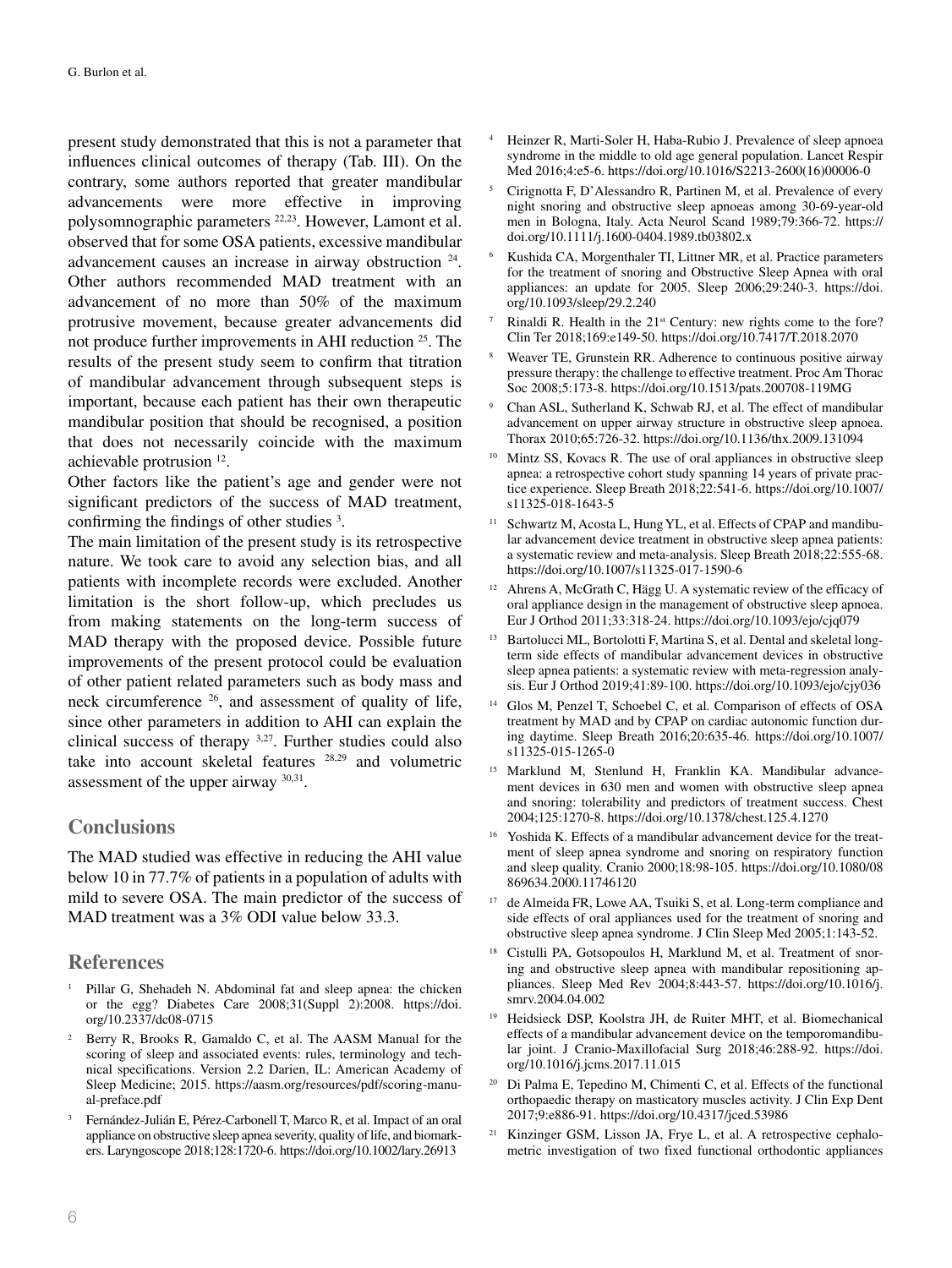present study demonstrated that this is not a parameter that influences clinical outcomes of therapy (Tab. III). On the contrary, some authors reported that greater mandibular advancements were more effective in improving polysomnographic parameters [22,23]. However, Lamont et al. observed that for some OSA patients, excessive mandibular advancement causes an increase in airway obstruction [24]. Other authors recommended MAD treatment with an advancement of no more than 50% of the maximum protrusive movement, because greater advancements did not produce further improvements in AHI reduction [25]. The results of the present study seem to confirm that titration of mandibular advancement through subsequent steps is important, because each patient has their own therapeutic mandibular position that should be recognised, a position that does not necessarily coincide with the maximum achievable protrusion [12].

Other factors like the patient's age and gender were not significant predictors of the success of MAD treatment, confirming the findings of other studies [3].

The main limitation of the present study is its retrospective nature. We took care to avoid any selection bias, and all patients with incomplete records were excluded. Another limitation is the short follow-up, which precludes us from making statements on the long-term success of MAD therapy with the proposed device. Possible future improvements of the present protocol could be evaluation of other patient related parameters such as body mass and neck circumference [26], and assessment of quality of life, since other parameters in addition to AHI can explain the clinical success of therapy [3,27]. Further studies could also take into account skeletal features [28,29] and volumetric assessment of the upper airway [30,31].

## Conclusions

The MAD studied was effective in reducing the AHI value below 10 in 77.7% of patients in a population of adults with mild to severe OSA. The main predictor of the success of MAD treatment was a 3% ODI value below 33.3.

## References

1. Pillar G, Shehadeh N. Abdominal fat and sleep apnea: the chicken or the egg? Diabetes Care 2008;31(Suppl 2):2008. https://doi.org/10.2337/dc08-0715
2. Berry R, Brooks R, Gamaldo C, et al. The AASM Manual for the scoring of sleep and associated events: rules, terminology and technical specifications. Version 2.2 Darien, IL: American Academy of Sleep Medicine; 2015. https://aasm.org/resources/pdf/scoring-manual-preface.pdf
3. Fernández-Julián E, Pérez-Carbonell T, Marco R, et al. Impact of an oral appliance on obstructive sleep apnea severity, quality of life, and biomarkers. Laryngoscope 2018;128:1720-6. https://doi.org/10.1002/lary.26913
4. Heinzer R, Marti-Soler H, Haba-Rubio J. Prevalence of sleep apnoea syndrome in the middle to old age general population. Lancet Respir Med 2016;4:e5-6. https://doi.org/10.1016/S2213-2600(16)00006-0
5. Cirignotta F, D'Alessandro R, Partinen M, et al. Prevalence of every night snoring and obstructive sleep apnoeas among 30-69-year-old men in Bologna, Italy. Acta Neurol Scand 1989;79:366-72. https://doi.org/10.1111/j.1600-0404.1989.tb03802.x
6. Kushida CA, Morgenthaler TI, Littner MR, et al. Practice parameters for the treatment of snoring and Obstructive Sleep Apnea with oral appliances: an update for 2005. Sleep 2006;29:240-3. https://doi.org/10.1093/sleep/29.2.240
7. Rinaldi R. Health in the 21st Century: new rights come to the fore? Clin Ter 2018;169:e149-50. https://doi.org/10.7417/T.2018.2070
8. Weaver TE, Grunstein RR. Adherence to continuous positive airway pressure therapy: the challenge to effective treatment. Proc Am Thorac Soc 2008;5:173-8. https://doi.org/10.1513/pats.200708-119MG
9. Chan ASL, Sutherland K, Schwab RJ, et al. The effect of mandibular advancement on upper airway structure in obstructive sleep apnoea. Thorax 2010;65:726-32. https://doi.org/10.1136/thx.2009.131094
10. Mintz SS, Kovacs R. The use of oral appliances in obstructive sleep apnea: a retrospective cohort study spanning 14 years of private practice experience. Sleep Breath 2018;22:541-6. https://doi.org/10.1007/s11325-018-1643-5
11. Schwartz M, Acosta L, Hung YL, et al. Effects of CPAP and mandibular advancement device treatment in obstructive sleep apnea patients: a systematic review and meta-analysis. Sleep Breath 2018;22:555-68. https://doi.org/10.1007/s11325-017-1590-6
12. Ahrens A, McGrath C, Hägg U. A systematic review of the efficacy of oral appliance design in the management of obstructive sleep apnoea. Eur J Orthod 2011;33:318-24. https://doi.org/10.1093/ejo/cjq079
13. Bartolucci ML, Bortolotti F, Martina S, et al. Dental and skeletal long-term side effects of mandibular advancement devices in obstructive sleep apnea patients: a systematic review with meta-regression analysis. Eur J Orthod 2019;41:89-100. https://doi.org/10.1093/ejo/cjy036
14. Glos M, Penzel T, Schoebel C, et al. Comparison of effects of OSA treatment by MAD and by CPAP on cardiac autonomic function during daytime. Sleep Breath 2016;20:635-46. https://doi.org/10.1007/s11325-015-1265-0
15. Marklund M, Stenlund H, Franklin KA. Mandibular advancement devices in 630 men and women with obstructive sleep apnea and snoring: tolerability and predictors of treatment success. Chest 2004;125:1270-8. https://doi.org/10.1378/chest.125.4.1270
16. Yoshida K. Effects of a mandibular advancement device for the treatment of sleep apnea syndrome and snoring on respiratory function and sleep quality. Cranio 2000;18:98-105. https://doi.org/10.1080/08869634.2000.11746120
17. de Almeida FR, Lowe AA, Tsuiki S, et al. Long-term compliance and side effects of oral appliances used for the treatment of snoring and obstructive sleep apnea syndrome. J Clin Sleep Med 2005;1:143-52.
18. Cistulli PA, Gotsopoulos H, Marklund M, et al. Treatment of snoring and obstructive sleep apnea with mandibular repositioning appliances. Sleep Med Rev 2004;8:443-57. https://doi.org/10.1016/j.smrv.2004.04.002
19. Heidsieck DSP, Koolstra JH, de Ruiter MHT, et al. Biomechanical effects of a mandibular advancement device on the temporomandibular joint. J Cranio-Maxillofacial Surg 2018;46:288-92. https://doi.org/10.1016/j.jcms.2017.11.015
20. Di Palma E, Tepedino M, Chimenti C, et al. Effects of the functional orthopaedic therapy on masticatory muscles activity. J Clin Exp Dent 2017;9:e886-91. https://doi.org/10.4317/jced.53986
21. Kinzinger GSM, Lisson JA, Frye L, et al. A retrospective cephalometric investigation of two fixed functional orthodontic appliances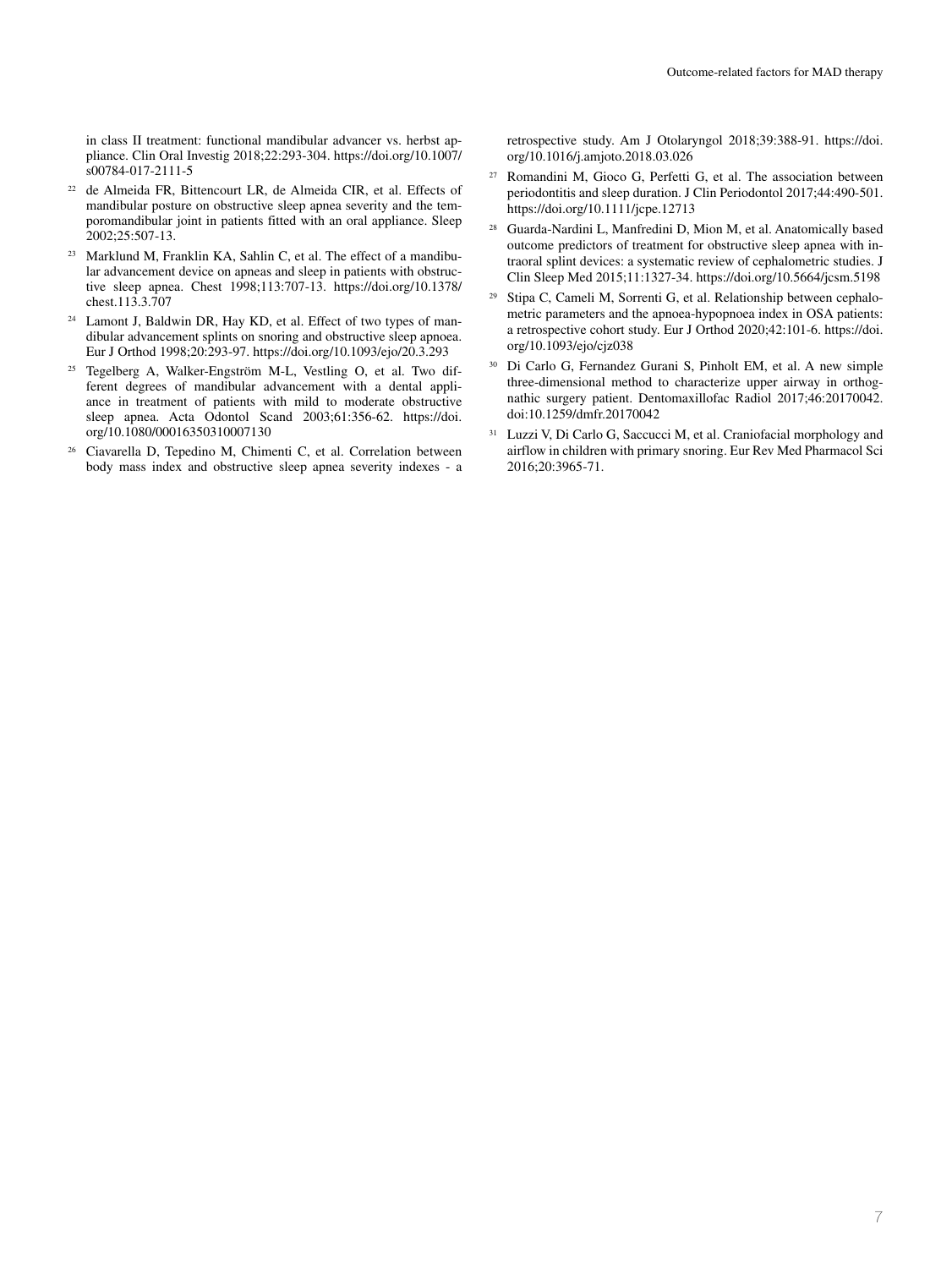in class II treatment: functional mandibular advancer vs. herbst appliance. Clin Oral Investig 2018;22:293-304. https://doi.org/10.1007/s00784-017-2111-5

22. de Almeida FR, Bittencourt LR, de Almeida CIR, et al. Effects of mandibular posture on obstructive sleep apnea severity and the temporomandibular joint in patients fitted with an oral appliance. Sleep 2002;25:507-13.
23. Marklund M, Franklin KA, Sahlin C, et al. The effect of a mandibular advancement device on apneas and sleep in patients with obstructive sleep apnea. Chest 1998;113:707-13. https://doi.org/10.1378/chest.113.3.707
24. Lamont J, Baldwin DR, Hay KD, et al. Effect of two types of mandibular advancement splints on snoring and obstructive sleep apnoea. Eur J Orthod 1998;20:293-97. https://doi.org/10.1093/ejo/20.3.293
25. Tegelberg A, Walker-Engström M-L, Vestling O, et al. Two different degrees of mandibular advancement with a dental appliance in treatment of patients with mild to moderate obstructive sleep apnea. Acta Odontol Scand 2003;61:356-62. https://doi.org/10.1080/00016350310007130
26. Ciavarella D, Tepedino M, Chimenti C, et al. Correlation between body mass index and obstructive sleep apnea severity indexes - a retrospective study. Am J Otolaryngol 2018;39:388-91. https://doi.org/10.1016/j.amjoto.2018.03.026
27. Romandini M, Gioco G, Perfetti G, et al. The association between periodontitis and sleep duration. J Clin Periodontol 2017;44:490-501. https://doi.org/10.1111/jcpe.12713
28. Guarda-Nardini L, Manfredini D, Mion M, et al. Anatomically based outcome predictors of treatment for obstructive sleep apnea with intraoral splint devices: a systematic review of cephalometric studies. J Clin Sleep Med 2015;11:1327-34. https://doi.org/10.5664/jcsm.5198
29. Stipa C, Cameli M, Sorrenti G, et al. Relationship between cephalometric parameters and the apnoea-hypopnoea index in OSA patients: a retrospective cohort study. Eur J Orthod 2020;42:101-6. https://doi.org/10.1093/ejo/cjz038
30. Di Carlo G, Fernandez Gurani S, Pinholt EM, et al. A new simple three-dimensional method to characterize upper airway in orthognathic surgery patient. Dentomaxillofac Radiol 2017;46:20170042. doi:10.1259/dmfr.20170042
31. Luzzi V, Di Carlo G, Saccucci M, et al. Craniofacial morphology and airflow in children with primary snoring. Eur Rev Med Pharmacol Sci 2016;20:3965-71.